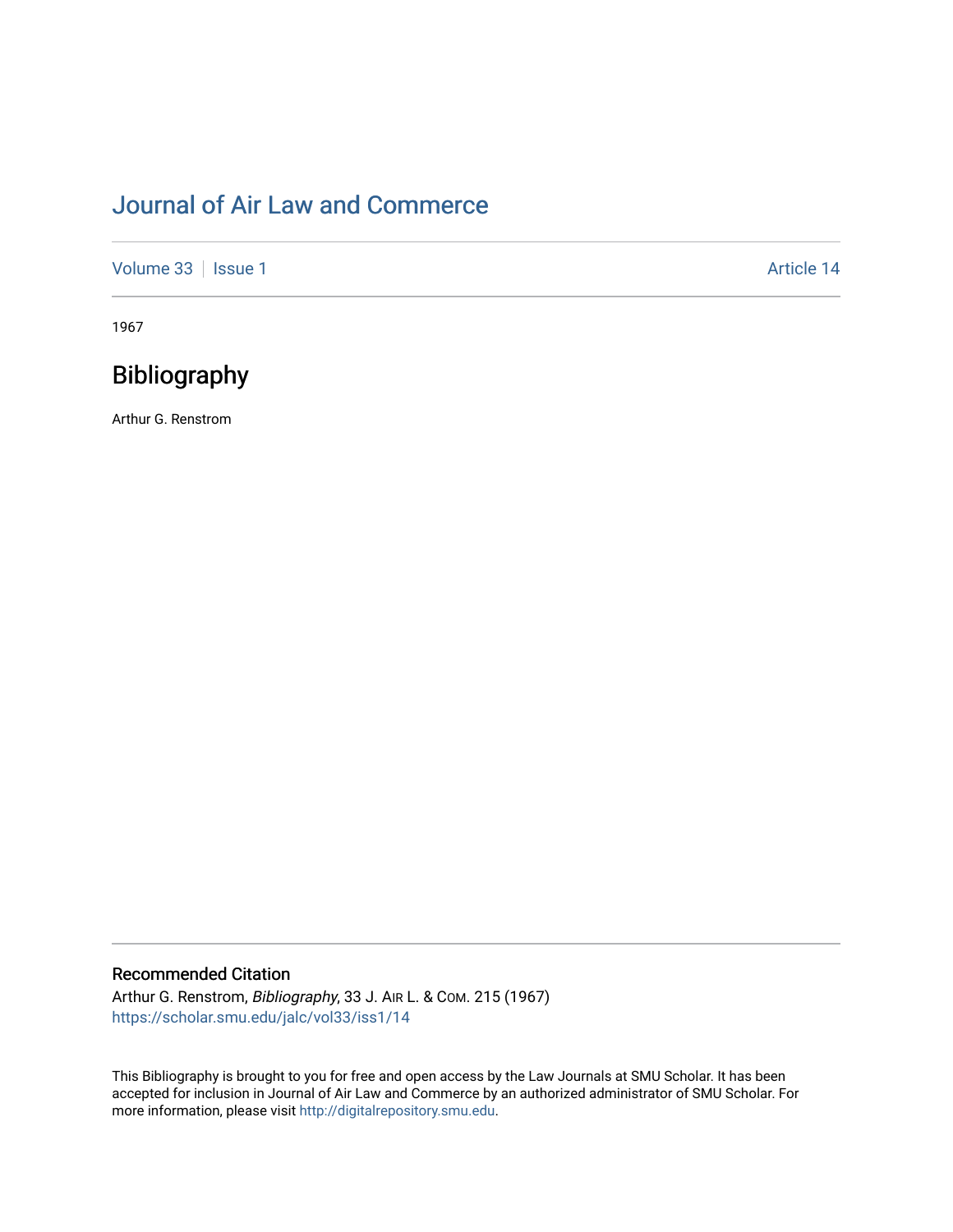# Journal of Air Law and Commerce

Volume 33 | Issue 1 Article 14

1967

## Bibliography

Arthur G. Renstrom

### Recommended Citation

Arthur G. Renstrom, *Bibliography*, 33 J. AIR L. & COM. 215 (1967)
https://scholar.smu.edu/jalc/vol33/iss1/14

This Bibliography is brought to you for free and open access by the Law Journals at SMU Scholar. It has been accepted for inclusion in Journal of Air Law and Commerce by an authorized administrator of SMU Scholar. For more information, please visit http://digitalrepository.smu.edu.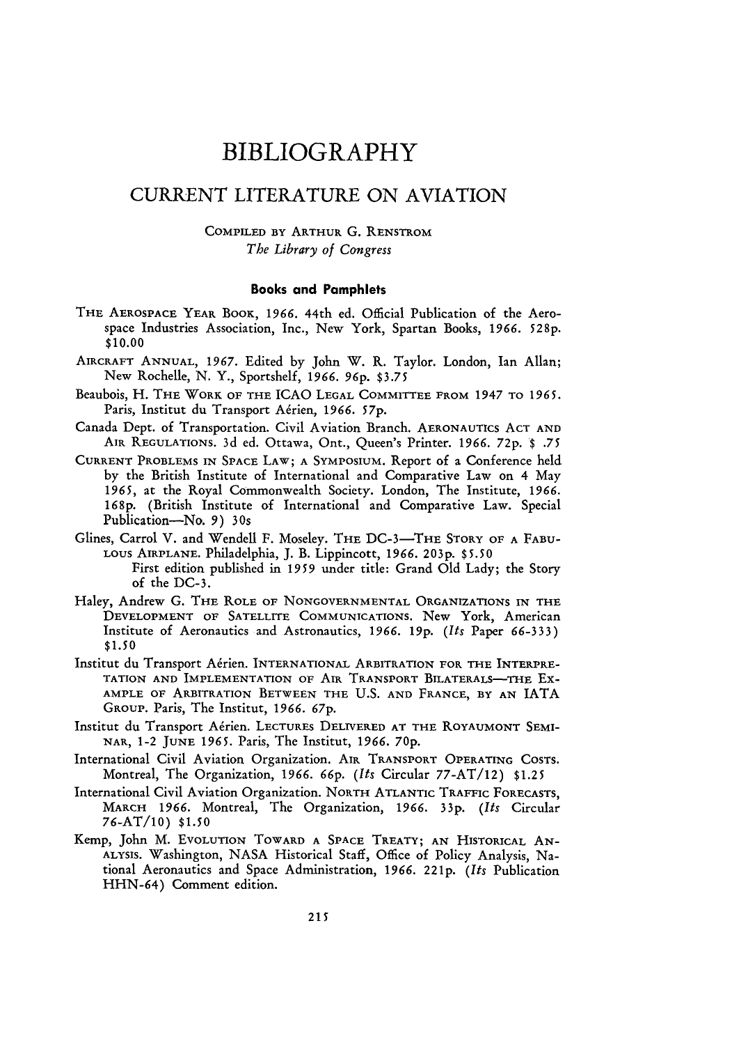# BIBLIOGRAPHY

## CURRENT LITERATURE ON AVIATION

COMPILED BY ARTHUR G. RENSTROM
*The Library of Congress*

### Books and Pamphlets

THE AEROSPACE YEAR BOOK, 1966. 44th ed. Official Publication of the Aerospace Industries Association, Inc., New York, Spartan Books, 1966. 528p. $10.00

AIRCRAFT ANNUAL, 1967. Edited by John W. R. Taylor. London, Ian Allan; New Rochelle, N. Y., Sportshelf, 1966. 96p. $3.75

Beaubois, H. THE WORK OF THE ICAO LEGAL COMMITTEE FROM 1947 TO 1965. Paris, Institut du Transport Aérien, 1966. 57p.

Canada Dept. of Transportation. Civil Aviation Branch. AERONAUTICS ACT AND AIR REGULATIONS. 3d ed. Ottawa, Ont., Queen's Printer. 1966. 72p. $ .75

CURRENT PROBLEMS IN SPACE LAW; A SYMPOSIUM. Report of a Conference held by the British Institute of International and Comparative Law on 4 May 1965, at the Royal Commonwealth Society. London, The Institute, 1966. 168p. (British Institute of International and Comparative Law. Special Publication—No. 9) 30s

Glines, Carrol V. and Wendell F. Moseley. THE DC-3—THE STORY OF A FABULOUS AIRPLANE. Philadelphia, J. B. Lippincott, 1966. 203p. $5.50
First edition published in 1959 under title: Grand Old Lady; the Story of the DC-3.

Haley, Andrew G. THE ROLE OF NONGOVERNMENTAL ORGANIZATIONS IN THE DEVELOPMENT OF SATELLITE COMMUNICATIONS. New York, American Institute of Aeronautics and Astronautics, 1966. 19p. (*Its* Paper 66-333) $1.50

Institut du Transport Aérien. INTERNATIONAL ARBITRATION FOR THE INTERPRETATION AND IMPLEMENTATION OF AIR TRANSPORT BILATERALS—THE EXAMPLE OF ARBITRATION BETWEEN THE U.S. AND FRANCE, BY AN IATA GROUP. Paris, The Institut, 1966. 67p.

Institut du Transport Aérien. LECTURES DELIVERED AT THE ROYAUMONT SEMINAR, 1-2 JUNE 1965. Paris, The Institut, 1966. 70p.

International Civil Aviation Organization. AIR TRANSPORT OPERATING COSTS. Montreal, The Organization, 1966. 66p. (*Its* Circular 77-AT/12) $1.25

International Civil Aviation Organization. NORTH ATLANTIC TRAFFIC FORECASTS, MARCH 1966. Montreal, The Organization, 1966. 33p. (*Its* Circular 76-AT/10) $1.50

Kemp, John M. EVOLUTION TOWARD A SPACE TREATY; AN HISTORICAL ANALYSIS. Washington, NASA Historical Staff, Office of Policy Analysis, National Aeronautics and Space Administration, 1966. 221p. (*Its* Publication HHN-64) Comment edition.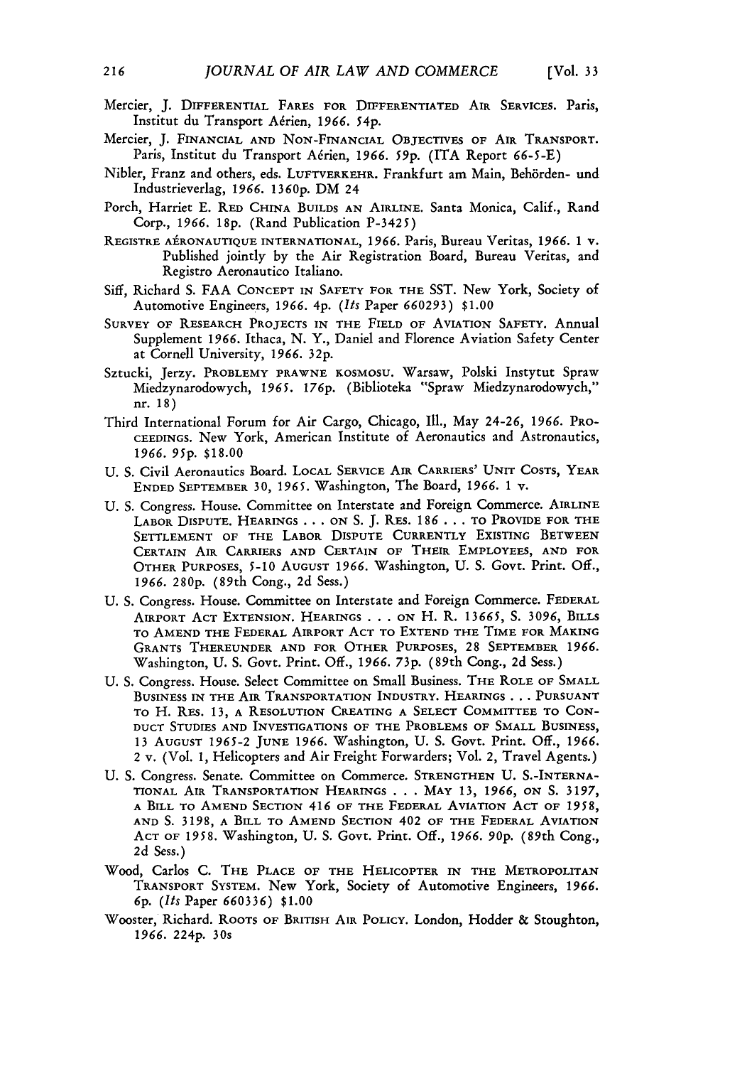Mercier, J. DIFFERENTIAL FARES FOR DIFFERENTIATED AIR SERVICES. Paris, Institut du Transport Aérien, 1966. 54p.

Mercier, J. FINANCIAL AND NON-FINANCIAL OBJECTIVES OF AIR TRANSPORT. Paris, Institut du Transport Aérien, 1966. 59p. (ITA Report 66-5-E)

Nibler, Franz and others, eds. LUFTVERKEHR. Frankfurt am Main, Behörden- und Industrieverlag, 1966. 1360p. DM 24

Porch, Harriet E. RED CHINA BUILDS AN AIRLINE. Santa Monica, Calif., Rand Corp., 1966. 18p. (Rand Publication P-3425)

REGISTRE AÉRONAUTIQUE INTERNATIONAL, 1966. Paris, Bureau Veritas, 1966. 1 v. Published jointly by the Air Registration Board, Bureau Veritas, and Registro Aeronautico Italiano.

Siff, Richard S. FAA CONCEPT IN SAFETY FOR THE SST. New York, Society of Automotive Engineers, 1966. 4p. (*Its* Paper 660293) $1.00

SURVEY OF RESEARCH PROJECTS IN THE FIELD OF AVIATION SAFETY. Annual Supplement 1966. Ithaca, N. Y., Daniel and Florence Aviation Safety Center at Cornell University, 1966. 32p.

Sztucki, Jerzy. PROBLEMY PRAWNE KOSMOSU. Warsaw, Polski Instytut Spraw Miedzynarodowych, 1965. 176p. (Biblioteka "Spraw Miedzynarodowych," nr. 18)

Third International Forum for Air Cargo, Chicago, Ill., May 24-26, 1966. PROCEEDINGS. New York, American Institute of Aeronautics and Astronautics, 1966. 95p. $18.00

U. S. Civil Aeronautics Board. LOCAL SERVICE AIR CARRIERS' UNIT COSTS, YEAR ENDED SEPTEMBER 30, 1965. Washington, The Board, 1966. 1 v.

U. S. Congress. House. Committee on Interstate and Foreign Commerce. AIRLINE LABOR DISPUTE. HEARINGS . . . ON S. J. RES. 186 . . . TO PROVIDE FOR THE SETTLEMENT OF THE LABOR DISPUTE CURRENTLY EXISTING BETWEEN CERTAIN AIR CARRIERS AND CERTAIN OF THEIR EMPLOYEES, AND FOR OTHER PURPOSES, 5-10 AUGUST 1966. Washington, U. S. Govt. Print. Off., 1966. 280p. (89th Cong., 2d Sess.)

U. S. Congress. House. Committee on Interstate and Foreign Commerce. FEDERAL AIRPORT ACT EXTENSION. HEARINGS . . . ON H. R. 13665, S. 3096, BILLS TO AMEND THE FEDERAL AIRPORT ACT TO EXTEND THE TIME FOR MAKING GRANTS THEREUNDER AND FOR OTHER PURPOSES, 28 SEPTEMBER 1966. Washington, U. S. Govt. Print. Off., 1966. 73p. (89th Cong., 2d Sess.)

U. S. Congress. House. Select Committee on Small Business. THE ROLE OF SMALL BUSINESS IN THE AIR TRANSPORTATION INDUSTRY. HEARINGS . . . PURSUANT TO H. RES. 13, A RESOLUTION CREATING A SELECT COMMITTEE TO CONDUCT STUDIES AND INVESTIGATIONS OF THE PROBLEMS OF SMALL BUSINESS, 13 AUGUST 1965-2 JUNE 1966. Washington, U. S. Govt. Print. Off., 1966. 2 v. (Vol. 1, Helicopters and Air Freight Forwarders; Vol. 2, Travel Agents.)

U. S. Congress. Senate. Committee on Commerce. STRENGTHEN U. S.-INTERNATIONAL AIR TRANSPORTATION HEARINGS . . . MAY 13, 1966, ON S. 3197, A BILL TO AMEND SECTION 416 OF THE FEDERAL AVIATION ACT OF 1958, AND S. 3198, A BILL TO AMEND SECTION 402 OF THE FEDERAL AVIATION ACT OF 1958. Washington, U. S. Govt. Print. Off., 1966. 90p. (89th Cong., 2d Sess.)

Wood, Carlos C. THE PLACE OF THE HELICOPTER IN THE METROPOLITAN TRANSPORT SYSTEM. New York, Society of Automotive Engineers, 1966. 6p. (*Its* Paper 660336) $1.00

Wooster, Richard. ROOTS OF BRITISH AIR POLICY. London, Hodder & Stoughton, 1966. 224p. 30s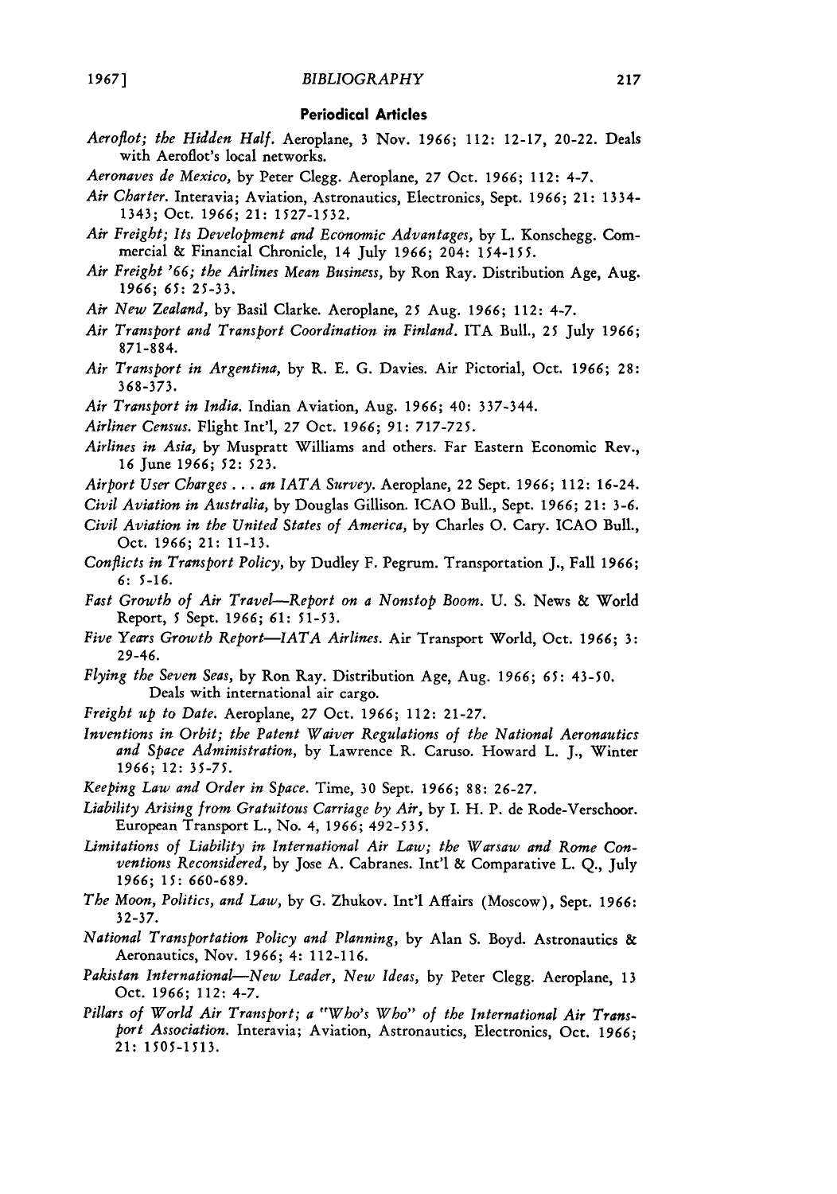### Periodical Articles

*Aeroflot; the Hidden Half.* Aeroplane, 3 Nov. 1966; 112: 12-17, 20-22. Deals with Aeroflot's local networks.

*Aeronaves de Mexico,* by Peter Clegg. Aeroplane, 27 Oct. 1966; 112: 4-7.

*Air Charter.* Interavia; Aviation, Astronautics, Electronics, Sept. 1966; 21: 1334-1343; Oct. 1966; 21: 1527-1532.

*Air Freight; Its Development and Economic Advantages,* by L. Konschegg. Commercial & Financial Chronicle, 14 July 1966; 204: 154-155.

*Air Freight '66; the Airlines Mean Business,* by Ron Ray. Distribution Age, Aug. 1966; 65: 25-33.

*Air New Zealand,* by Basil Clarke. Aeroplane, 25 Aug. 1966; 112: 4-7.

*Air Transport and Transport Coordination in Finland.* ITA Bull., 25 July 1966; 871-884.

*Air Transport in Argentina,* by R. E. G. Davies. Air Pictorial, Oct. 1966; 28: 368-373.

*Air Transport in India.* Indian Aviation, Aug. 1966; 40: 337-344.

*Airliner Census.* Flight Int'l, 27 Oct. 1966; 91: 717-725.

*Airlines in Asia,* by Muspratt Williams and others. Far Eastern Economic Rev., 16 June 1966; 52: 523.

*Airport User Charges . . . an IATA Survey.* Aeroplane, 22 Sept. 1966; 112: 16-24.

*Civil Aviation in Australia,* by Douglas Gillison. ICAO Bull., Sept. 1966; 21: 3-6.

*Civil Aviation in the United States of America,* by Charles O. Cary. ICAO Bull., Oct. 1966; 21: 11-13.

*Conflicts in Transport Policy,* by Dudley F. Pegrum. Transportation J., Fall 1966; 6: 5-16.

*Fast Growth of Air Travel—Report on a Nonstop Boom.* U. S. News & World Report, 5 Sept. 1966; 61: 51-53.

*Five Years Growth Report—IATA Airlines.* Air Transport World, Oct. 1966; 3: 29-46.

*Flying the Seven Seas,* by Ron Ray. Distribution Age, Aug. 1966; 65: 43-50. Deals with international air cargo.

*Freight up to Date.* Aeroplane, 27 Oct. 1966; 112: 21-27.

*Inventions in Orbit; the Patent Waiver Regulations of the National Aeronautics and Space Administration,* by Lawrence R. Caruso. Howard L. J., Winter 1966; 12: 35-75.

*Keeping Law and Order in Space.* Time, 30 Sept. 1966; 88: 26-27.

*Liability Arising from Gratuitous Carriage by Air,* by I. H. P. de Rode-Verschoor. European Transport L., No. 4, 1966; 492-535.

*Limitations of Liability in International Air Law; the Warsaw and Rome Conventions Reconsidered,* by Jose A. Cabranes. Int'l & Comparative L. Q., July 1966; 15: 660-689.

*The Moon, Politics, and Law,* by G. Zhukov. Int'l Affairs (Moscow), Sept. 1966: 32-37.

*National Transportation Policy and Planning,* by Alan S. Boyd. Astronautics & Aeronautics, Nov. 1966; 4: 112-116.

*Pakistan International—New Leader, New Ideas,* by Peter Clegg. Aeroplane, 13 Oct. 1966; 112: 4-7.

*Pillars of World Air Transport; a "Who's Who" of the International Air Transport Association.* Interavia; Aviation, Astronautics, Electronics, Oct. 1966; 21: 1505-1513.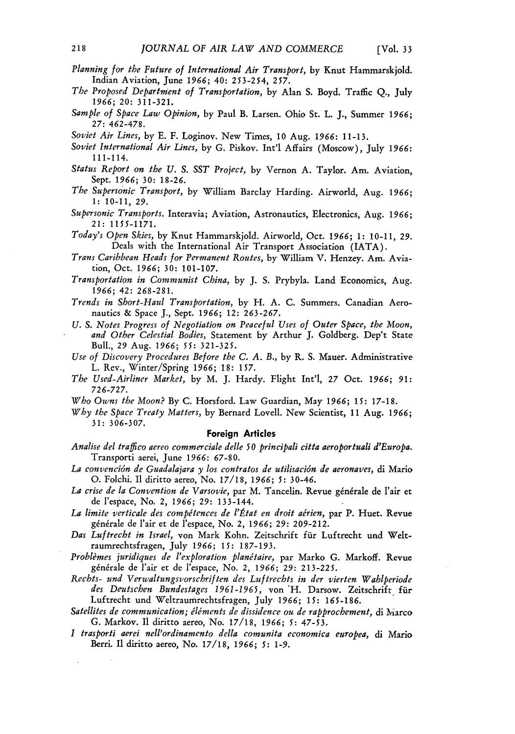*Planning for the Future of International Air Transport*, by Knut Hammarskjold. Indian Aviation, June 1966; 40: 253-254, 257.

*The Proposed Department of Transportation*, by Alan S. Boyd. Traffic Q., July 1966; 20: 311-321.

*Sample of Space Law Opinion*, by Paul B. Larsen. Ohio St. L. J., Summer 1966; 27: 462-478.

*Soviet Air Lines*, by E. F. Loginov. New Times, 10 Aug. 1966: 11-13.

*Soviet International Air Lines*, by G. Piskov. Int'l Affairs (Moscow), July 1966: 111-114.

*Status Report on the U. S. SST Project*, by Vernon A. Taylor. Am. Aviation, Sept. 1966; 30: 18-26.

*The Supersonic Transport*, by William Barclay Harding. Airworld, Aug. 1966; 1: 10-11, 29.

*Supersonic Transports*. Interavia; Aviation, Astronautics, Electronics, Aug. 1966; 21: 1155-1171.

*Today's Open Skies*, by Knut Hammarskjold. Airworld, Oct. 1966; 1: 10-11, 29. Deals with the International Air Transport Association (IATA).

*Trans Caribbean Heads for Permanent Routes*, by William V. Henzey. Am. Aviation, Oct. 1966; 30: 101-107.

*Transportation in Communist China*, by J. S. Prybyla. Land Economics, Aug. 1966; 42: 268-281.

*Trends in Short-Haul Transportation*, by H. A. C. Summers. Canadian Aeronautics & Space J., Sept. 1966; 12: 263-267.

*U. S. Notes Progress of Negotiation on Peaceful Uses of Outer Space, the Moon, and Other Celestial Bodies*, Statement by Arthur J. Goldberg. Dep't State Bull., 29 Aug. 1966; 55: 321-325.

*Use of Discovery Procedures Before the C. A. B.*, by R. S. Mauer. Administrative L. Rev., Winter/Spring 1966; 18: 157.

*The Used-Airliner Market*, by M. J. Hardy. Flight Int'l, 27 Oct. 1966; 91: 726-727.

*Who Owns the Moon?* By C. Horsford. Law Guardian, May 1966; 15: 17-18.

*Why the Space Treaty Matters*, by Bernard Lovell. New Scientist, 11 Aug. 1966; 31: 306-307.

## Foreign Articles

*Analise del traffico aereo commerciale delle 50 principali citta aeroportuali d'Europa*. Transporti aerei, June 1966: 67-80.

*La convención de Guadalajara y los contratos de utilisación de aeronaves*, di Mario O. Folchi. Il diritto aereo, No. 17/18, 1966; 5: 30-46.

*La crise de la Convention de Varsovie*, par M. Tancelin. Revue générale de l'air et de l'espace, No. 2, 1966; 29: 133-144.

*La limite verticale des compétences de l'État en droit aérien*, par P. Huet. Revue générale de l'air et de l'espace, No. 2, 1966; 29: 209-212.

*Das Luftrecht in Israel*, von Mark Kohn. Zeitschrift für Luftrecht und Weltraumrechtsfragen, July 1966; 15: 187-193.

*Problèmes juridiques de l'exploration planétaire*, par Marko G. Markoff. Revue générale de l'air et de l'espace, No. 2, 1966; 29: 213-225.

*Rechts- und Verwaltungsvorschriften des Luftrechts in der vierten Wahlperiode des Deutschen Bundestages 1961-1965*, von H. Darsow. Zeitschrift für Luftrecht und Weltraumrechtsfragen, July 1966; 15: 165-186.

*Satellites de communication; éléments de dissidence ou de rapprochement*, di Marco G. Markov. Il diritto aereo, No. 17/18, 1966; 5: 47-53.

*I trasporti aerei nell'ordinamento della comunita economica europea*, di Mario Berri. Il diritto aereo, No. 17/18, 1966; 5: 1-9.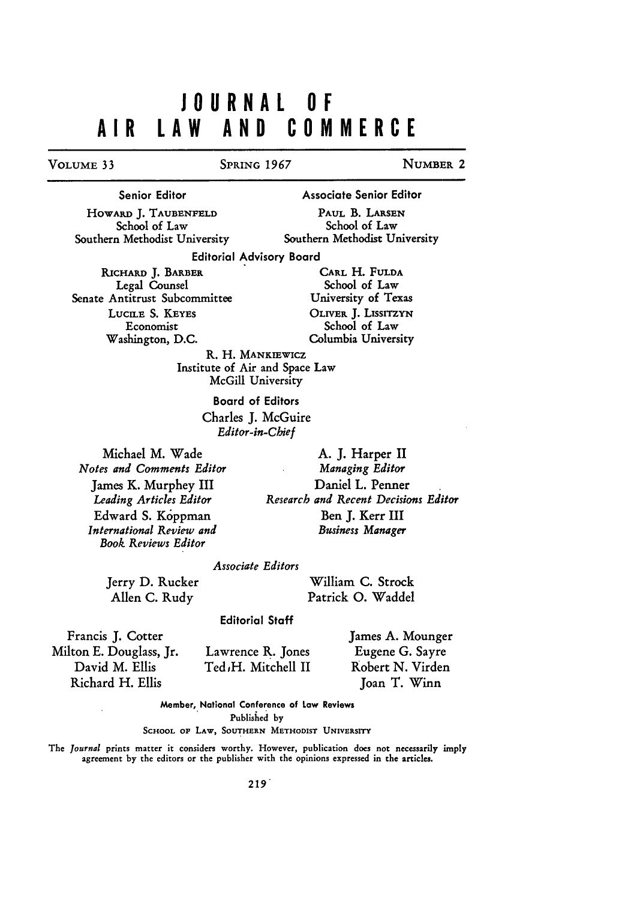# JOURNAL OF AIR LAW AND COMMERCE

VOLUME 33 SPRING 1967 NUMBER 2

**Senior Editor**

HOWARD J. TAUBENFELD
School of Law
Southern Methodist University

**Associate Senior Editor**

PAUL B. LARSEN
School of Law
Southern Methodist University

**Editorial Advisory Board**

RICHARD J. BARBER
Legal Counsel
Senate Antitrust Subcommittee

CARL H. FULDA
School of Law
University of Texas

LUCILE S. KEYES
Economist
Washington, D.C.

OLIVER J. LISSITZYN
School of Law
Columbia University

R. H. MANKIEWICZ
Institute of Air and Space Law
McGill University

**Board of Editors**

Charles J. McGuire
*Editor-in-Chief*

Michael M. Wade
*Notes and Comments Editor*

A. J. Harper II
*Managing Editor*

James K. Murphey III
*Leading Articles Editor*

Daniel L. Penner
*Research and Recent Decisions Editor*

Edward S. Koppman
*International Review and Book Reviews Editor*

Ben J. Kerr III
*Business Manager*

*Associate Editors*

Jerry D. Rucker
Allen C. Rudy
William C. Strock
Patrick O. Waddel

**Editorial Staff**

Francis J. Cotter
Milton E. Douglass, Jr.
David M. Ellis
Richard H. Ellis
Lawrence R. Jones
Ted H. Mitchell II
James A. Mounger
Eugene G. Sayre
Robert N. Virden
Joan T. Winn

Member, National Conference of Law Reviews
Published by
SCHOOL OF LAW, SOUTHERN METHODIST UNIVERSITY

The *Journal* prints matter it considers worthy. However, publication does not necessarily imply agreement by the editors or the publisher with the opinions expressed in the articles.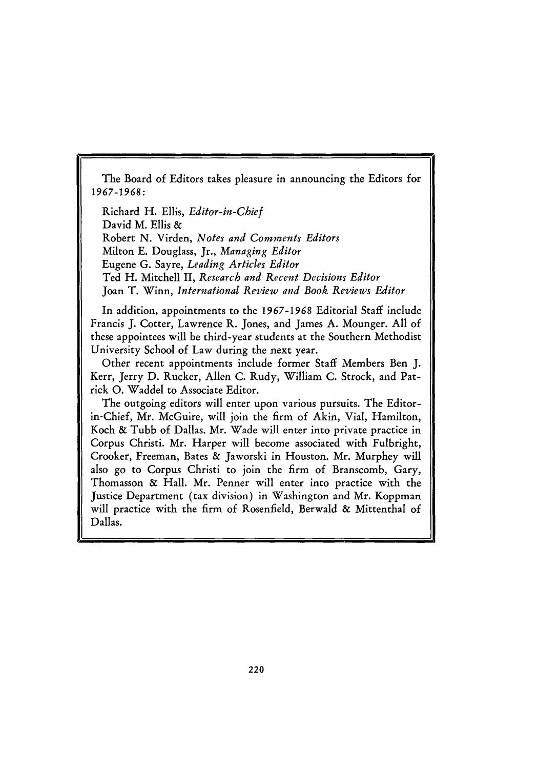The Board of Editors takes pleasure in announcing the Editors for 1967-1968:

Richard H. Ellis, *Editor-in-Chief*
David M. Ellis &
Robert N. Virden, *Notes and Comments Editors*
Milton E. Douglass, Jr., *Managing Editor*
Eugene G. Sayre, *Leading Articles Editor*
Ted H. Mitchell II, *Research and Recent Decisions Editor*
Joan T. Winn, *International Review and Book Reviews Editor*

In addition, appointments to the 1967-1968 Editorial Staff include Francis J. Cotter, Lawrence R. Jones, and James A. Mounger. All of these appointees will be third-year students at the Southern Methodist University School of Law during the next year.

Other recent appointments include former Staff Members Ben J. Kerr, Jerry D. Rucker, Allen C. Rudy, William C. Strock, and Patrick O. Waddel to Associate Editor.

The outgoing editors will enter upon various pursuits. The Editor-in-Chief, Mr. McGuire, will join the firm of Akin, Vial, Hamilton, Koch & Tubb of Dallas. Mr. Wade will enter into private practice in Corpus Christi. Mr. Harper will become associated with Fulbright, Crooker, Freeman, Bates & Jaworski in Houston. Mr. Murphey will also go to Corpus Christi to join the firm of Branscomb, Gary, Thomasson & Hall. Mr. Penner will enter into practice with the Justice Department (tax division) in Washington and Mr. Koppman will practice with the firm of Rosenfield, Berwald & Mittenthal of Dallas.